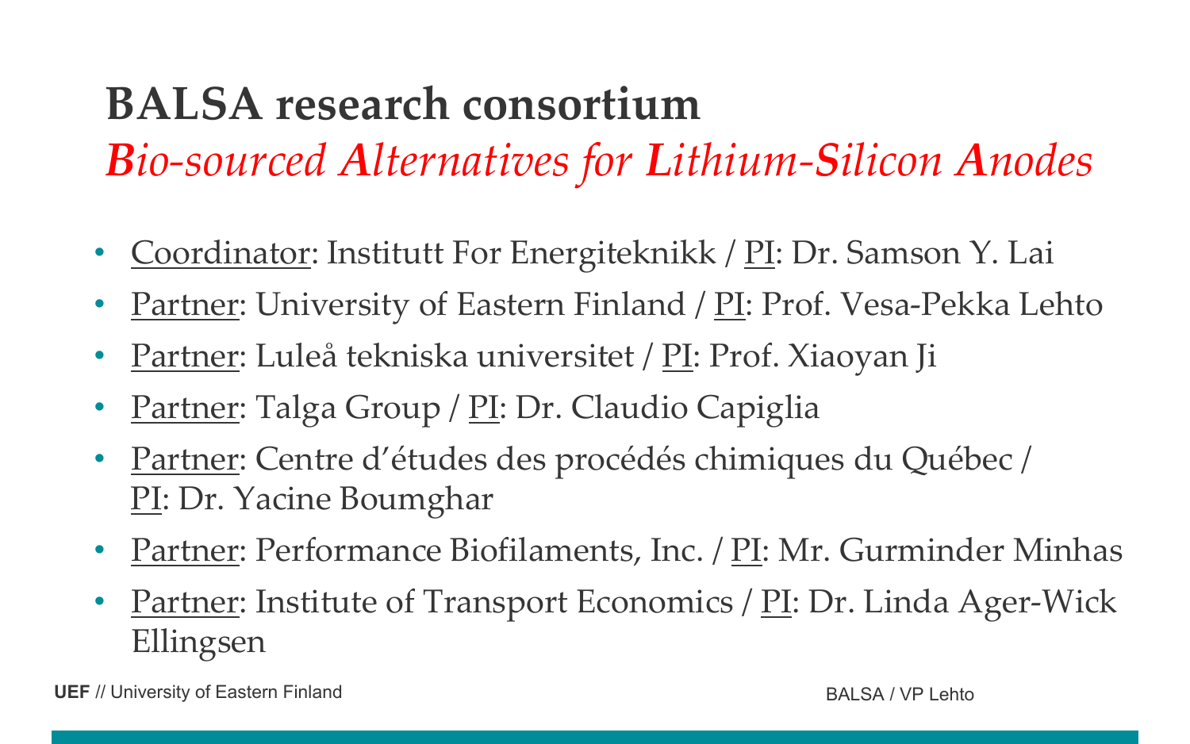# BALSA research consortium

## *Bio-sourced Alternatives for Lithium-Silicon Anodes*

- <u>Coordinator</u>: Institutt For Energiteknikk / <u>PI</u>: Dr. Samson Y. Lai
- <u>Partner</u>: University of Eastern Finland / <u>PI</u>: Prof. Vesa-Pekka Lehto
- <u>Partner</u>: Luleå tekniska universitet / <u>PI</u>: Prof. Xiaoyan Ji
- <u>Partner</u>: Talga Group / <u>PI</u>: Dr. Claudio Capiglia
- <u>Partner</u>: Centre d'études des procédés chimiques du Québec / <u>PI</u>: Dr. Yacine Boumghar
- <u>Partner</u>: Performance Biofilaments, Inc. / <u>PI</u>: Mr. Gurminder Minhas
- <u>Partner</u>: Institute of Transport Economics / <u>PI</u>: Dr. Linda Ager-Wick Ellingsen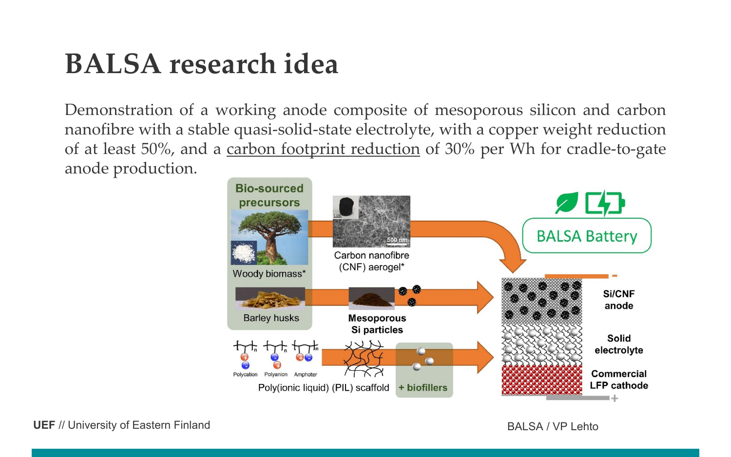# BALSA research idea

Demonstration of a working anode composite of mesoporous silicon and carbon nanofibre with a stable quasi-solid-state electrolyte, with a copper weight reduction of at least 50%, and a carbon footprint reduction of 30% per Wh for cradle-to-gate anode production.

Bio-sourced precursors

Woody biomass*

Barley husks

Carbon nanofibre (CNF) aerogel*

Mesoporous Si particles

Polycation Polyanion Amphoter

Poly(ionic liquid) (PIL) scaffold

+ biofillers

BALSA Battery

Si/CNF anode

Solid electrolyte

Commercial LFP cathode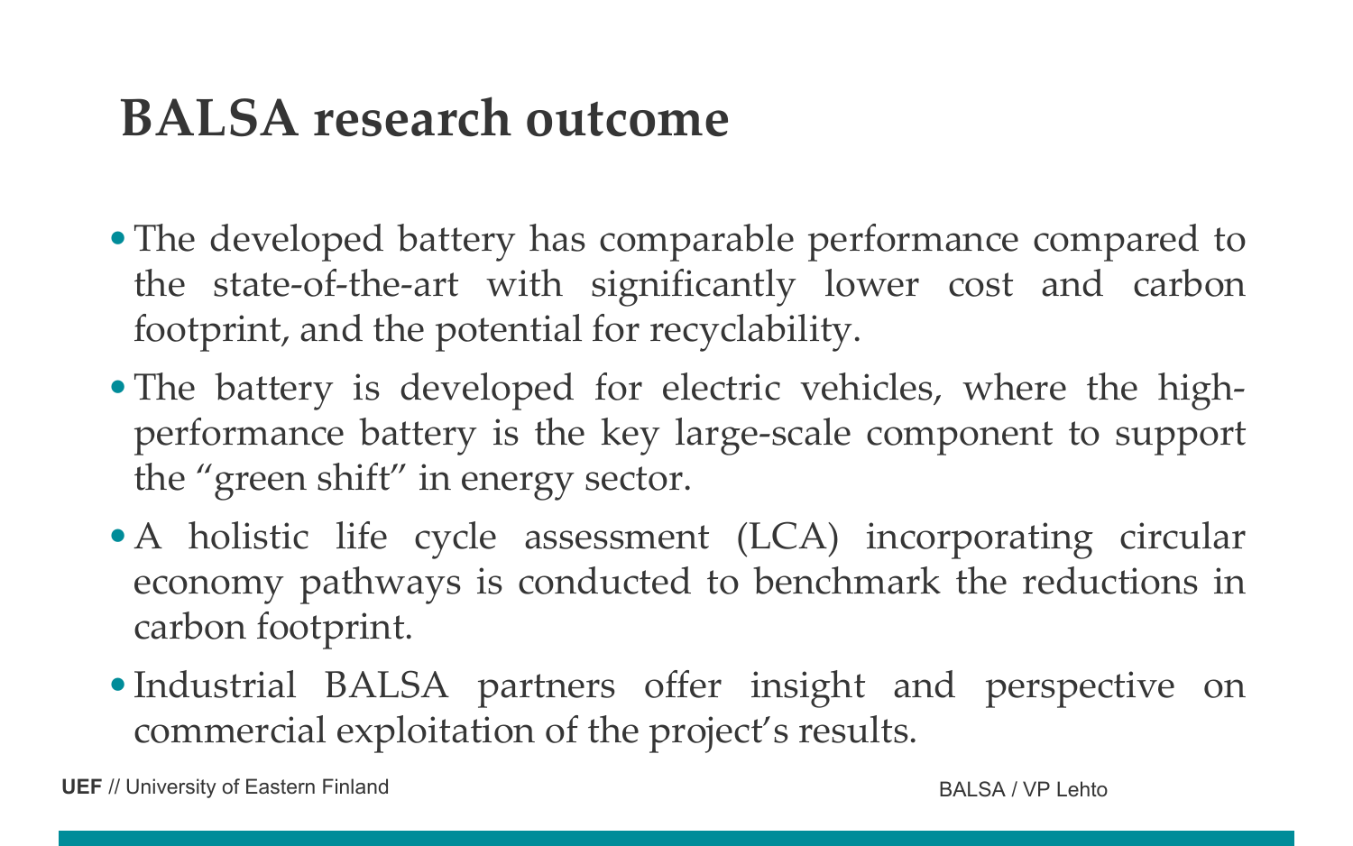# BALSA research outcome

- The developed battery has comparable performance compared to the state-of-the-art with significantly lower cost and carbon footprint, and the potential for recyclability.
- The battery is developed for electric vehicles, where the high-performance battery is the key large-scale component to support the "green shift" in energy sector.
- A holistic life cycle assessment (LCA) incorporating circular economy pathways is conducted to benchmark the reductions in carbon footprint.
- Industrial BALSA partners offer insight and perspective on commercial exploitation of the project's results.